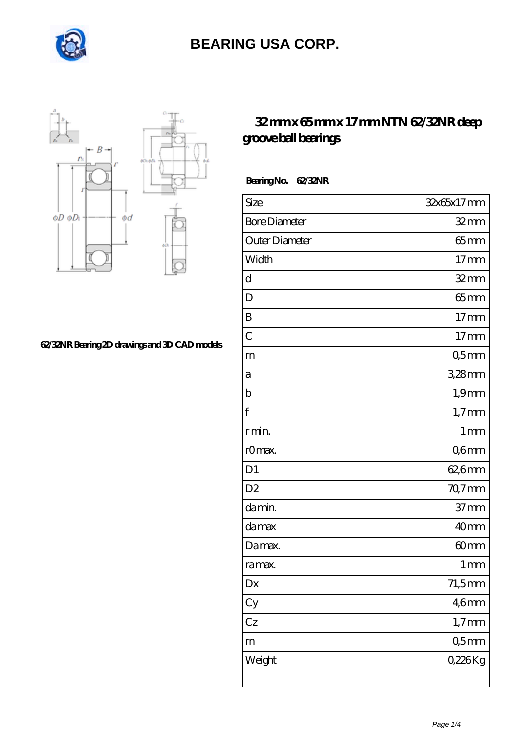# BEARING USA CORP.

## 32 mm x 65 mm x 17 mm NTN 62/32NR deep groove ball bearings

62/32NR Bearing 2D drawings and 3D CAD models

**Bearing No. 62/32NR**

| Size | 32x65x17 mm |
|---|---|
| Bore Diameter | 32 mm |
| Outer Diameter | 65 mm |
| Width | 17 mm |
| d | 32 mm |
| D | 65 mm |
| B | 17 mm |
| C | 17 mm |
| rn | 0,5 mm |
| a | 3,28 mm |
| b | 1,9 mm |
| f | 1,7 mm |
| r min. | 1 mm |
| r0 max. | 0,6 mm |
| D1 | 62,6 mm |
| D2 | 70,7 mm |
| da min. | 37 mm |
| da max | 40 mm |
| Da max. | 60 mm |
| ra max. | 1 mm |
| Dx | 71,5 mm |
| Cy | 4,6 mm |
| Cz | 1,7 mm |
| rn | 0,5 mm |
| Weight | 0,226 Kg |
| | |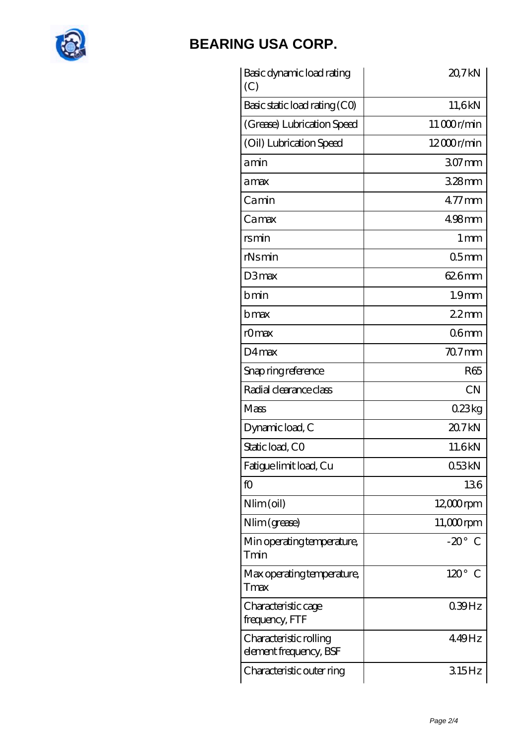| | |
|---|---|
| Basic dynamic load rating (C) | 20,7 kN |
| Basic static load rating (C0) | 11,6 kN |
| (Grease) Lubrication Speed | 11 000 r/min |
| (Oil) Lubrication Speed | 12 000 r/min |
| a min | 3.07 mm |
| a max | 3.28 mm |
| Ca min | 4.77 mm |
| Ca max | 4.98 mm |
| rs min | 1 mm |
| rNs min | 0.5 mm |
| D3 max | 62.6 mm |
| b min | 1.9 mm |
| b max | 2.2 mm |
| r0 max | 0.6 mm |
| D4 max | 70.7 mm |
| Snap ring reference | R65 |
| Radial clearance class | CN |
| Mass | 0.23 kg |
| Dynamic load, C | 20.7 kN |
| Static load, C0 | 11.6 kN |
| Fatigue limit load, Cu | 0.53 kN |
| f0 | 13.6 |
| Nlim (oil) | 12,000 rpm |
| Nlim (grease) | 11,000 rpm |
| Min operating temperature, Tmin | -20 ° C |
| Max operating temperature, Tmax | 120 ° C |
| Characteristic cage frequency, FTF | 0.39 Hz |
| Characteristic rolling element frequency, BSF | 4.49 Hz |
| Characteristic outer ring | 3.15 Hz |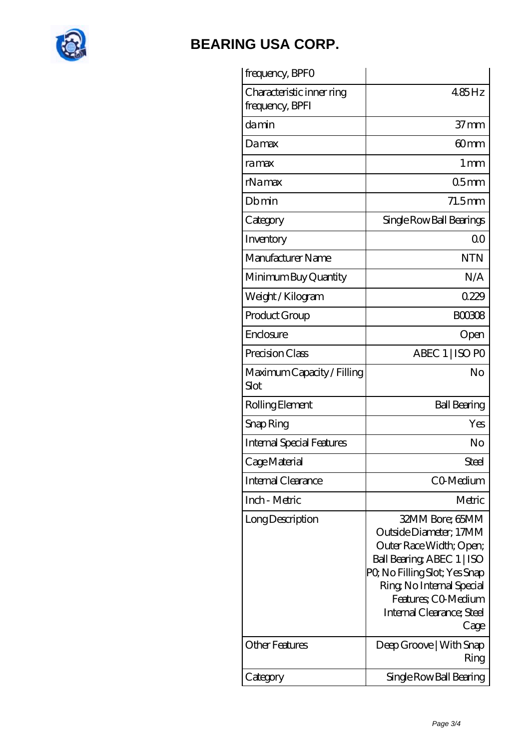| | |
|---|---|
| frequency, BPFO | |
| Characteristic inner ring frequency, BPFI | 4.85 Hz |
| da min | 37 mm |
| Da max | 60 mm |
| ra max | 1 mm |
| rNa max | 0.5 mm |
| Db min | 71.5 mm |
| Category | Single Row Ball Bearings |
| Inventory | 0.0 |
| Manufacturer Name | NTN |
| Minimum Buy Quantity | N/A |
| Weight / Kilogram | 0.229 |
| Product Group | B00308 |
| Enclosure | Open |
| Precision Class | ABEC 1 \| ISO P0 |
| Maximum Capacity / Filling Slot | No |
| Rolling Element | Ball Bearing |
| Snap Ring | Yes |
| Internal Special Features | No |
| Cage Material | Steel |
| Internal Clearance | C0-Medium |
| Inch - Metric | Metric |
| Long Description | 32MM Bore; 65MM Outside Diameter; 17MM Outer Race Width; Open; Ball Bearing; ABEC 1 \| ISO P0; No Filling Slot; Yes Snap Ring; No Internal Special Features; C0-Medium Internal Clearance; Steel Cage |
| Other Features | Deep Groove \| With Snap Ring |
| Category | Single Row Ball Bearing |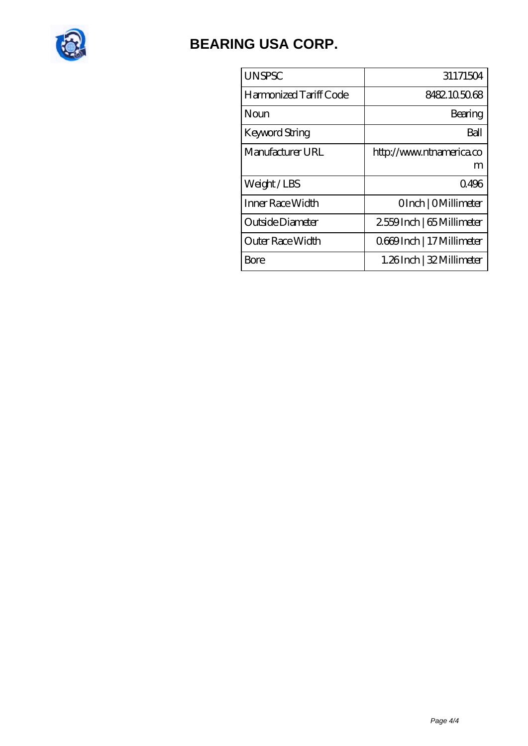| | |
|---|---|
| UNSPSC | 31171504 |
| Harmonized Tariff Code | 8482.10.50.68 |
| Noun | Bearing |
| Keyword String | Ball |
| Manufacturer URL | http://www.ntnamerica.com |
| Weight / LBS | 0.496 |
| Inner Race Width | 0 Inch \| 0 Millimeter |
| Outside Diameter | 2.559 Inch \| 65 Millimeter |
| Outer Race Width | 0.669 Inch \| 17 Millimeter |
| Bore | 1.26 Inch \| 32 Millimeter |